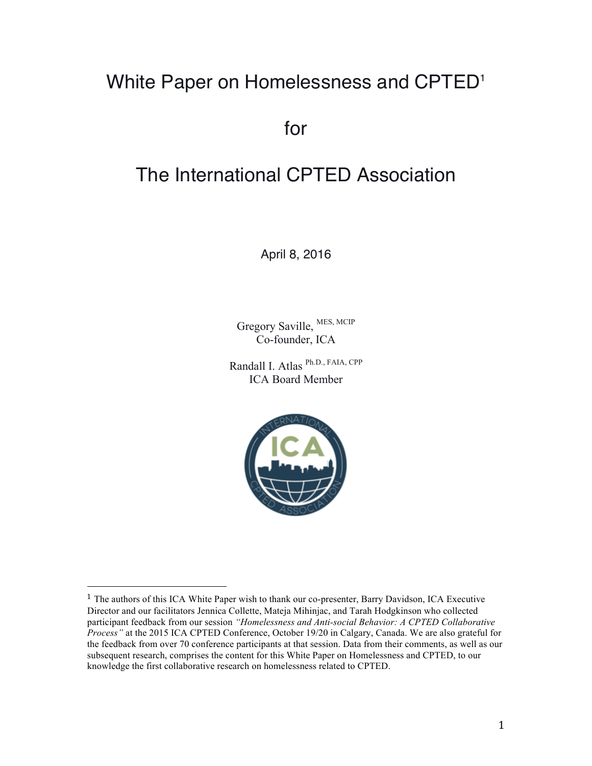# White Paper on Homelessness and CPTED[1]

# for

# The International CPTED Association

April 8, 2016

Gregory Saville, [MES, MCIP]
Co-founder, ICA

Randall I. Atlas [Ph.D., FAIA, CPP]
ICA Board Member

---

[1] The authors of this ICA White Paper wish to thank our co-presenter, Barry Davidson, ICA Executive Director and our facilitators Jennica Collette, Mateja Mihinjac, and Tarah Hodgkinson who collected participant feedback from our session *"Homelessness and Anti-social Behavior: A CPTED Collaborative Process"* at the 2015 ICA CPTED Conference, October 19/20 in Calgary, Canada. We are also grateful for the feedback from over 70 conference participants at that session. Data from their comments, as well as our subsequent research, comprises the content for this White Paper on Homelessness and CPTED, to our knowledge the first collaborative research on homelessness related to CPTED.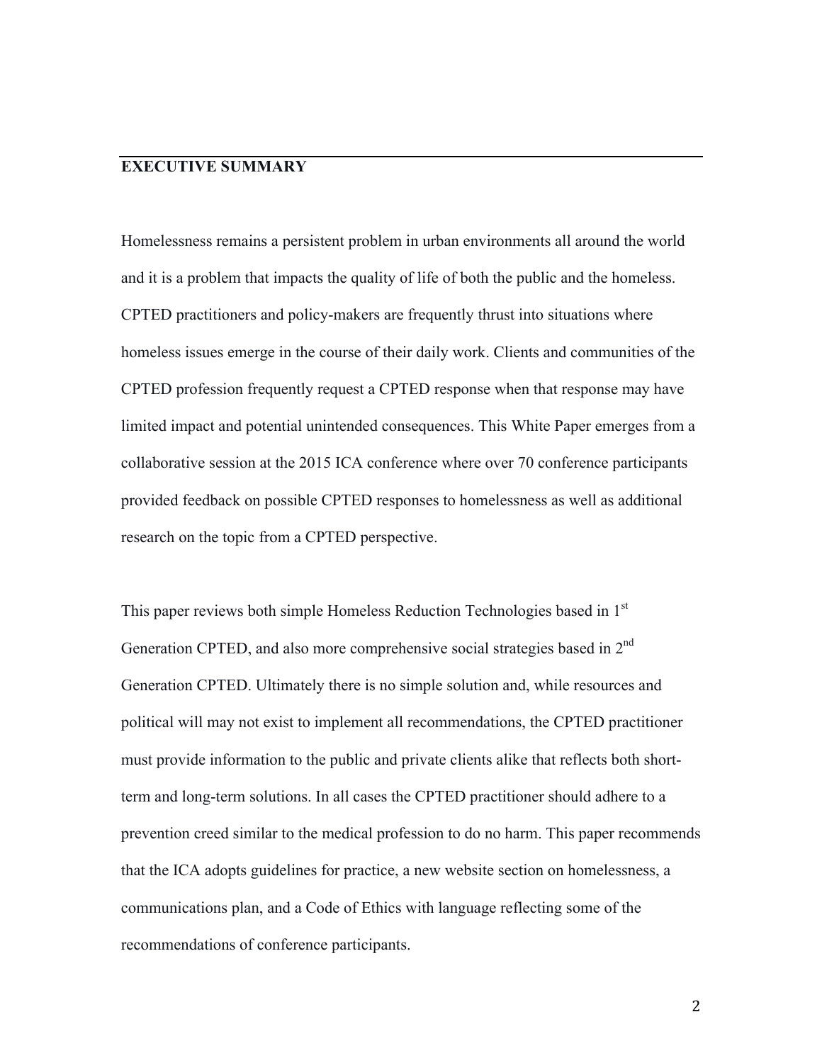## EXECUTIVE SUMMARY

Homelessness remains a persistent problem in urban environments all around the world and it is a problem that impacts the quality of life of both the public and the homeless. CPTED practitioners and policy-makers are frequently thrust into situations where homeless issues emerge in the course of their daily work. Clients and communities of the CPTED profession frequently request a CPTED response when that response may have limited impact and potential unintended consequences. This White Paper emerges from a collaborative session at the 2015 ICA conference where over 70 conference participants provided feedback on possible CPTED responses to homelessness as well as additional research on the topic from a CPTED perspective.

This paper reviews both simple Homeless Reduction Technologies based in 1st Generation CPTED, and also more comprehensive social strategies based in 2nd Generation CPTED. Ultimately there is no simple solution and, while resources and political will may not exist to implement all recommendations, the CPTED practitioner must provide information to the public and private clients alike that reflects both short-term and long-term solutions. In all cases the CPTED practitioner should adhere to a prevention creed similar to the medical profession to do no harm. This paper recommends that the ICA adopts guidelines for practice, a new website section on homelessness, a communications plan, and a Code of Ethics with language reflecting some of the recommendations of conference participants.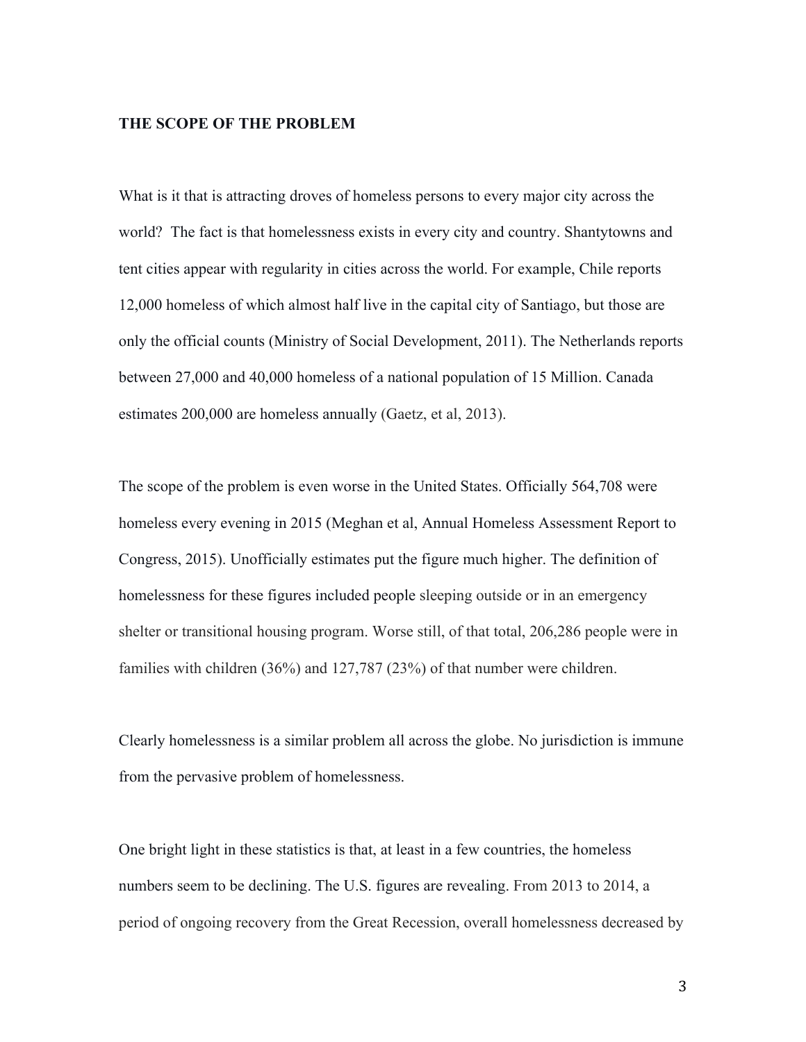**THE SCOPE OF THE PROBLEM**

What is it that is attracting droves of homeless persons to every major city across the world? The fact is that homelessness exists in every city and country. Shantytowns and tent cities appear with regularity in cities across the world. For example, Chile reports 12,000 homeless of which almost half live in the capital city of Santiago, but those are only the official counts (Ministry of Social Development, 2011). The Netherlands reports between 27,000 and 40,000 homeless of a national population of 15 Million. Canada estimates 200,000 are homeless annually (Gaetz, et al, 2013).

The scope of the problem is even worse in the United States. Officially 564,708 were homeless every evening in 2015 (Meghan et al, Annual Homeless Assessment Report to Congress, 2015). Unofficially estimates put the figure much higher. The definition of homelessness for these figures included people sleeping outside or in an emergency shelter or transitional housing program. Worse still, of that total, 206,286 people were in families with children (36%) and 127,787 (23%) of that number were children.

Clearly homelessness is a similar problem all across the globe. No jurisdiction is immune from the pervasive problem of homelessness.

One bright light in these statistics is that, at least in a few countries, the homeless numbers seem to be declining. The U.S. figures are revealing. From 2013 to 2014, a period of ongoing recovery from the Great Recession, overall homelessness decreased by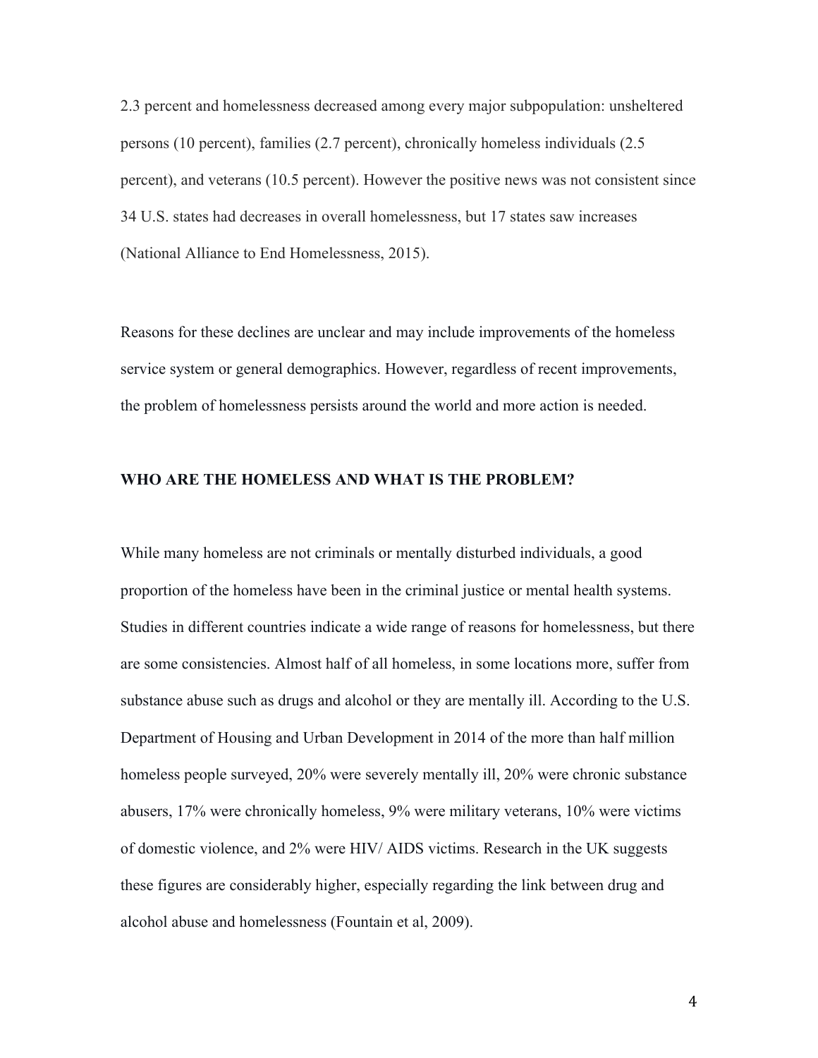2.3 percent and homelessness decreased among every major subpopulation: unsheltered persons (10 percent), families (2.7 percent), chronically homeless individuals (2.5 percent), and veterans (10.5 percent). However the positive news was not consistent since 34 U.S. states had decreases in overall homelessness, but 17 states saw increases (National Alliance to End Homelessness, 2015).

Reasons for these declines are unclear and may include improvements of the homeless service system or general demographics. However, regardless of recent improvements, the problem of homelessness persists around the world and more action is needed.

## WHO ARE THE HOMELESS AND WHAT IS THE PROBLEM?

While many homeless are not criminals or mentally disturbed individuals, a good proportion of the homeless have been in the criminal justice or mental health systems. Studies in different countries indicate a wide range of reasons for homelessness, but there are some consistencies. Almost half of all homeless, in some locations more, suffer from substance abuse such as drugs and alcohol or they are mentally ill. According to the U.S. Department of Housing and Urban Development in 2014 of the more than half million homeless people surveyed, 20% were severely mentally ill, 20% were chronic substance abusers, 17% were chronically homeless, 9% were military veterans, 10% were victims of domestic violence, and 2% were HIV/ AIDS victims. Research in the UK suggests these figures are considerably higher, especially regarding the link between drug and alcohol abuse and homelessness (Fountain et al, 2009).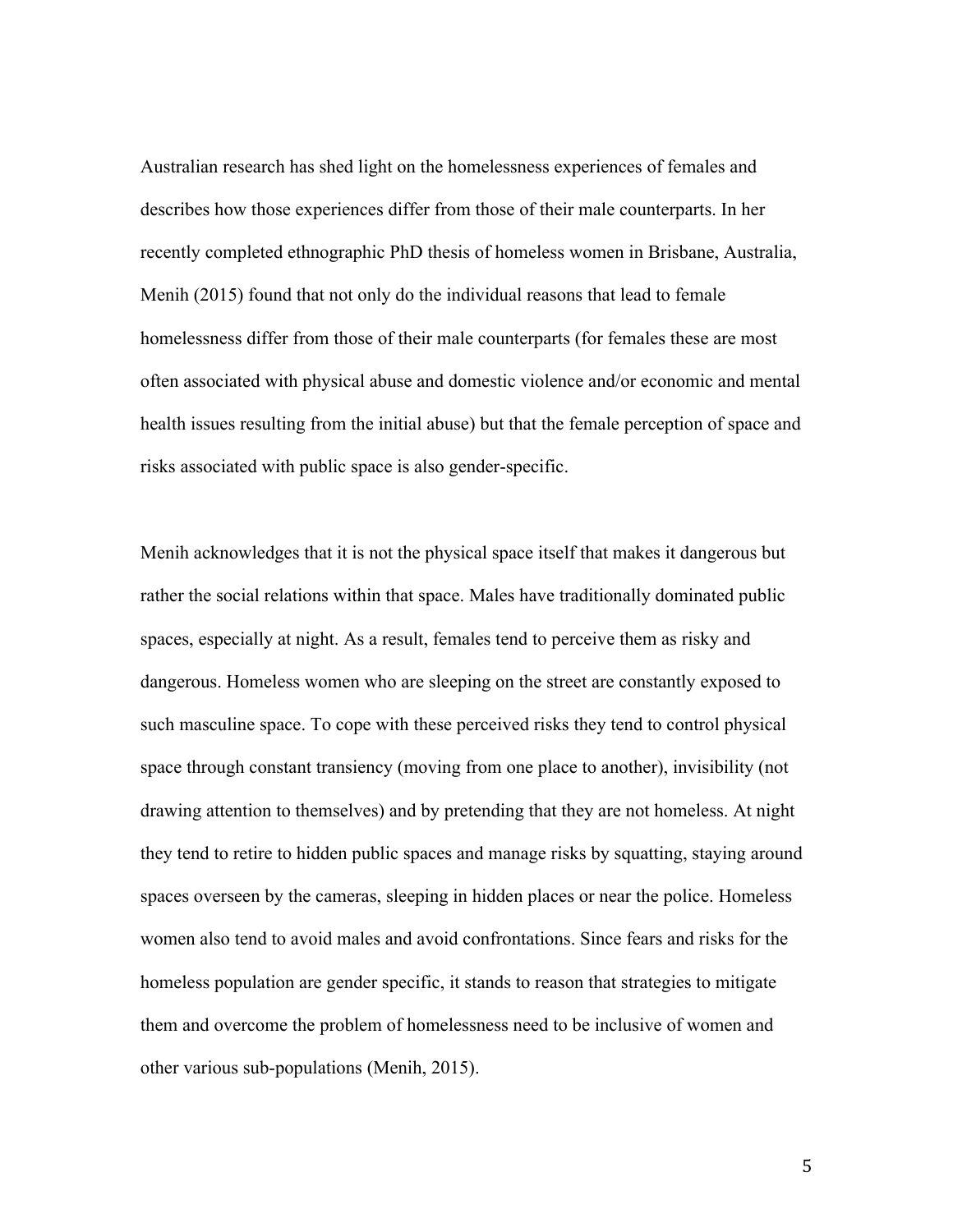Australian research has shed light on the homelessness experiences of females and describes how those experiences differ from those of their male counterparts. In her recently completed ethnographic PhD thesis of homeless women in Brisbane, Australia, Menih (2015) found that not only do the individual reasons that lead to female homelessness differ from those of their male counterparts (for females these are most often associated with physical abuse and domestic violence and/or economic and mental health issues resulting from the initial abuse) but that the female perception of space and risks associated with public space is also gender-specific.

Menih acknowledges that it is not the physical space itself that makes it dangerous but rather the social relations within that space. Males have traditionally dominated public spaces, especially at night. As a result, females tend to perceive them as risky and dangerous. Homeless women who are sleeping on the street are constantly exposed to such masculine space. To cope with these perceived risks they tend to control physical space through constant transiency (moving from one place to another), invisibility (not drawing attention to themselves) and by pretending that they are not homeless. At night they tend to retire to hidden public spaces and manage risks by squatting, staying around spaces overseen by the cameras, sleeping in hidden places or near the police. Homeless women also tend to avoid males and avoid confrontations. Since fears and risks for the homeless population are gender specific, it stands to reason that strategies to mitigate them and overcome the problem of homelessness need to be inclusive of women and other various sub-populations (Menih, 2015).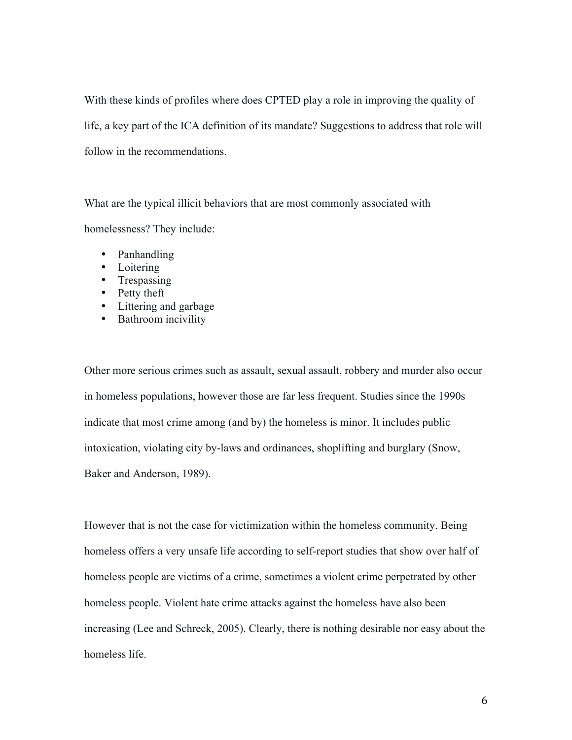With these kinds of profiles where does CPTED play a role in improving the quality of life, a key part of the ICA definition of its mandate? Suggestions to address that role will follow in the recommendations.

What are the typical illicit behaviors that are most commonly associated with homelessness? They include:

- Panhandling
- Loitering
- Trespassing
- Petty theft
- Littering and garbage
- Bathroom incivility

Other more serious crimes such as assault, sexual assault, robbery and murder also occur in homeless populations, however those are far less frequent. Studies since the 1990s indicate that most crime among (and by) the homeless is minor. It includes public intoxication, violating city by-laws and ordinances, shoplifting and burglary (Snow, Baker and Anderson, 1989).

However that is not the case for victimization within the homeless community. Being homeless offers a very unsafe life according to self-report studies that show over half of homeless people are victims of a crime, sometimes a violent crime perpetrated by other homeless people. Violent hate crime attacks against the homeless have also been increasing (Lee and Schreck, 2005). Clearly, there is nothing desirable nor easy about the homeless life.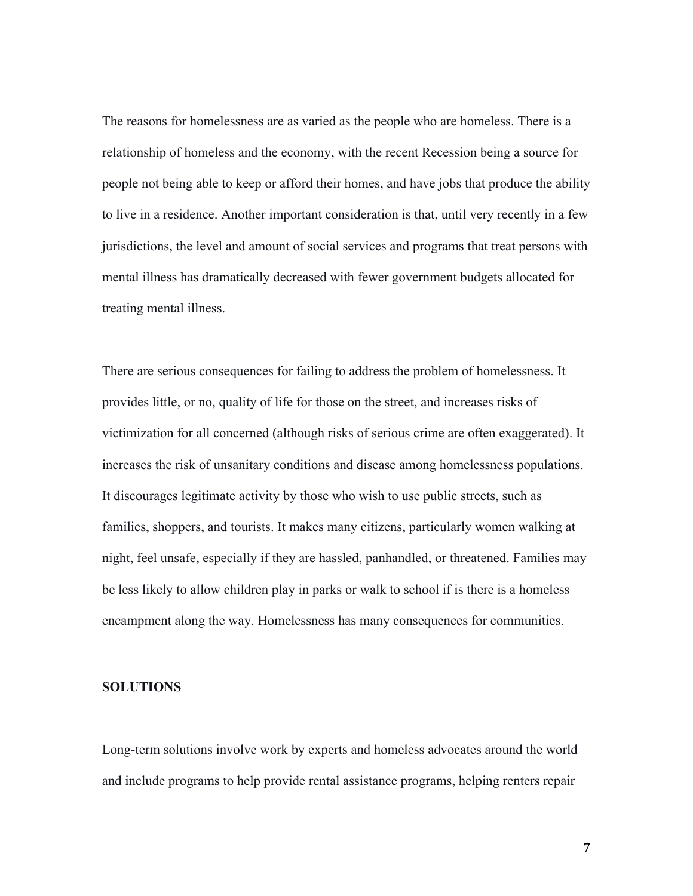The reasons for homelessness are as varied as the people who are homeless. There is a relationship of homeless and the economy, with the recent Recession being a source for people not being able to keep or afford their homes, and have jobs that produce the ability to live in a residence. Another important consideration is that, until very recently in a few jurisdictions, the level and amount of social services and programs that treat persons with mental illness has dramatically decreased with fewer government budgets allocated for treating mental illness.

There are serious consequences for failing to address the problem of homelessness. It provides little, or no, quality of life for those on the street, and increases risks of victimization for all concerned (although risks of serious crime are often exaggerated). It increases the risk of unsanitary conditions and disease among homelessness populations. It discourages legitimate activity by those who wish to use public streets, such as families, shoppers, and tourists. It makes many citizens, particularly women walking at night, feel unsafe, especially if they are hassled, panhandled, or threatened. Families may be less likely to allow children play in parks or walk to school if is there is a homeless encampment along the way. Homelessness has many consequences for communities.

**SOLUTIONS**

Long-term solutions involve work by experts and homeless advocates around the world and include programs to help provide rental assistance programs, helping renters repair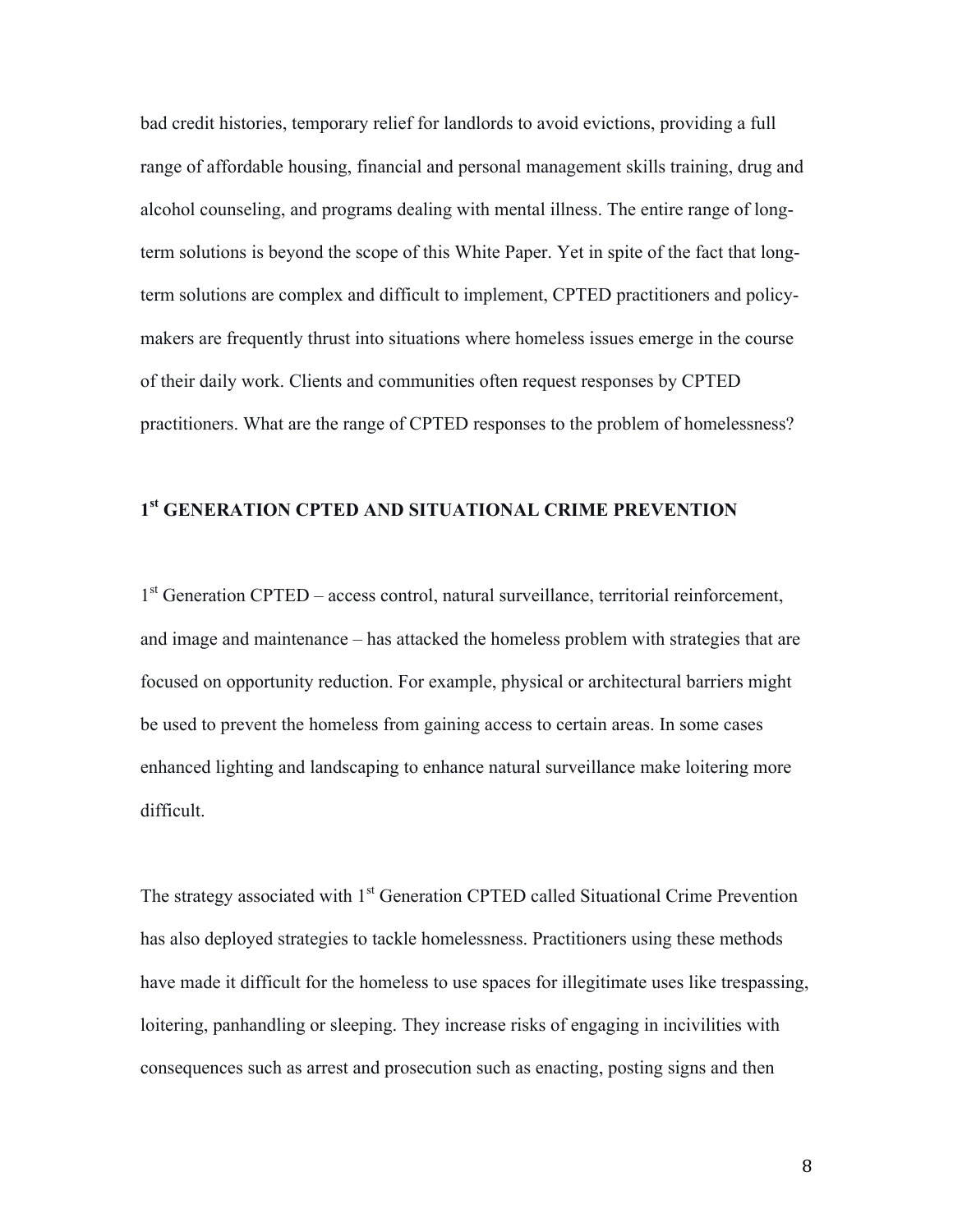bad credit histories, temporary relief for landlords to avoid evictions, providing a full range of affordable housing, financial and personal management skills training, drug and alcohol counseling, and programs dealing with mental illness. The entire range of long-term solutions is beyond the scope of this White Paper. Yet in spite of the fact that long-term solutions are complex and difficult to implement, CPTED practitioners and policy-makers are frequently thrust into situations where homeless issues emerge in the course of their daily work. Clients and communities often request responses by CPTED practitioners. What are the range of CPTED responses to the problem of homelessness?

## 1st GENERATION CPTED AND SITUATIONAL CRIME PREVENTION

1st Generation CPTED – access control, natural surveillance, territorial reinforcement, and image and maintenance – has attacked the homeless problem with strategies that are focused on opportunity reduction. For example, physical or architectural barriers might be used to prevent the homeless from gaining access to certain areas. In some cases enhanced lighting and landscaping to enhance natural surveillance make loitering more difficult.

The strategy associated with 1st Generation CPTED called Situational Crime Prevention has also deployed strategies to tackle homelessness. Practitioners using these methods have made it difficult for the homeless to use spaces for illegitimate uses like trespassing, loitering, panhandling or sleeping. They increase risks of engaging in incivilities with consequences such as arrest and prosecution such as enacting, posting signs and then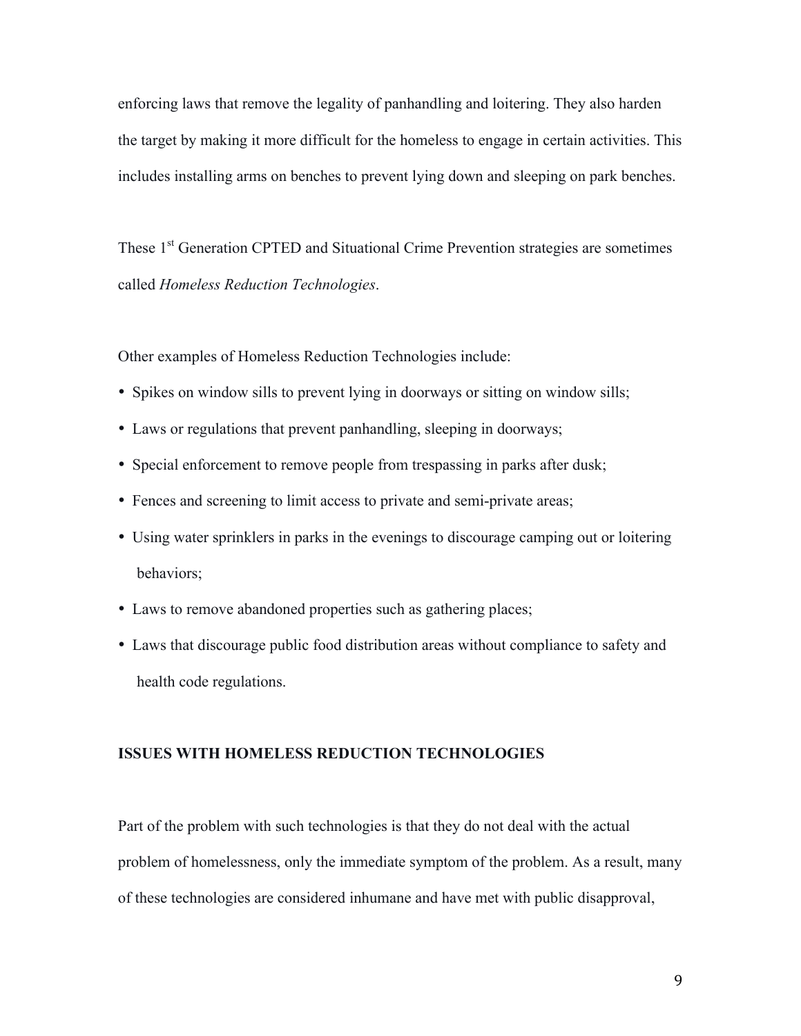enforcing laws that remove the legality of panhandling and loitering. They also harden the target by making it more difficult for the homeless to engage in certain activities. This includes installing arms on benches to prevent lying down and sleeping on park benches.

These 1st Generation CPTED and Situational Crime Prevention strategies are sometimes called *Homeless Reduction Technologies*.

Other examples of Homeless Reduction Technologies include:

- Spikes on window sills to prevent lying in doorways or sitting on window sills;
- Laws or regulations that prevent panhandling, sleeping in doorways;
- Special enforcement to remove people from trespassing in parks after dusk;
- Fences and screening to limit access to private and semi-private areas;
- Using water sprinklers in parks in the evenings to discourage camping out or loitering behaviors;
- Laws to remove abandoned properties such as gathering places;
- Laws that discourage public food distribution areas without compliance to safety and health code regulations.

**ISSUES WITH HOMELESS REDUCTION TECHNOLOGIES**

Part of the problem with such technologies is that they do not deal with the actual problem of homelessness, only the immediate symptom of the problem. As a result, many of these technologies are considered inhumane and have met with public disapproval,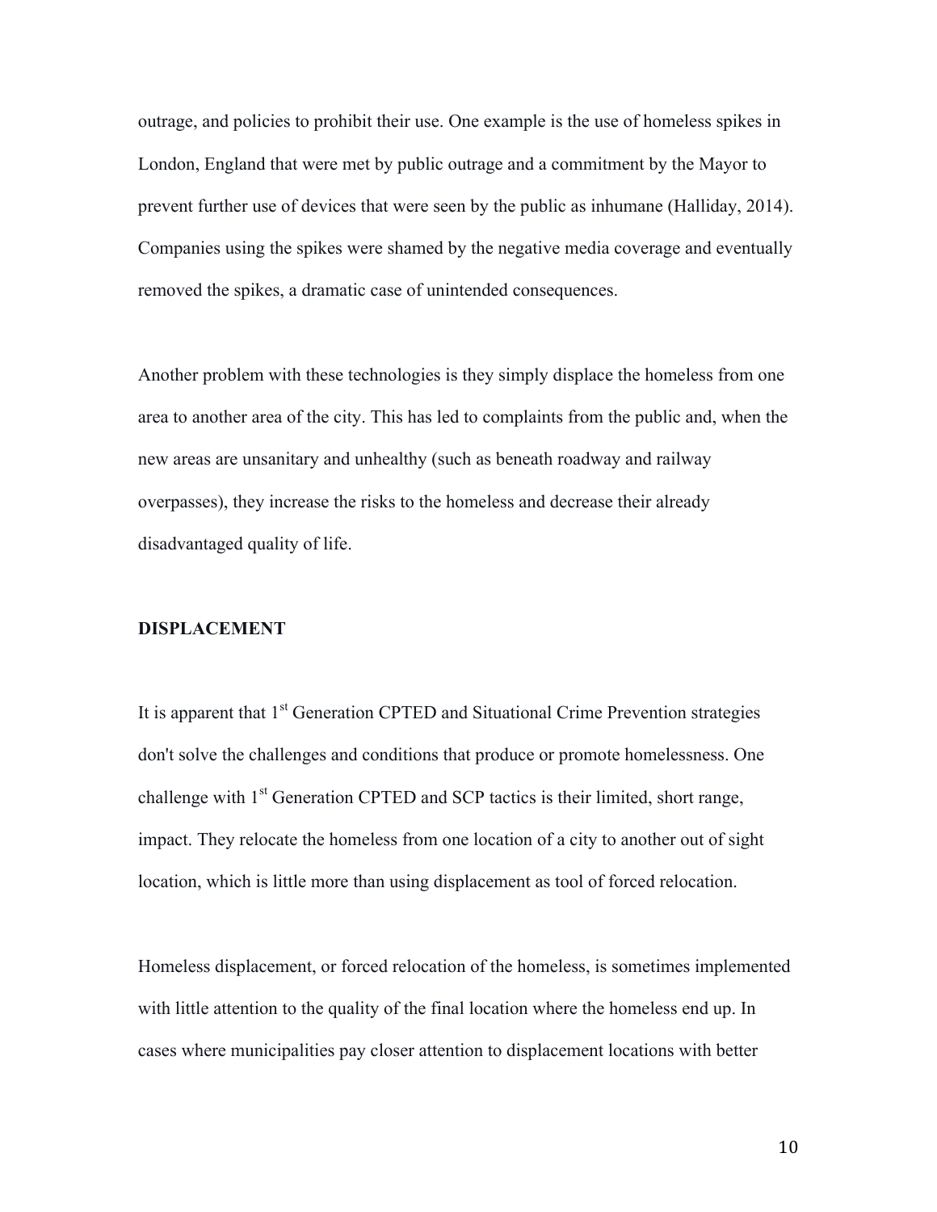outrage, and policies to prohibit their use. One example is the use of homeless spikes in London, England that were met by public outrage and a commitment by the Mayor to prevent further use of devices that were seen by the public as inhumane (Halliday, 2014). Companies using the spikes were shamed by the negative media coverage and eventually removed the spikes, a dramatic case of unintended consequences.

Another problem with these technologies is they simply displace the homeless from one area to another area of the city. This has led to complaints from the public and, when the new areas are unsanitary and unhealthy (such as beneath roadway and railway overpasses), they increase the risks to the homeless and decrease their already disadvantaged quality of life.

## DISPLACEMENT

It is apparent that 1st Generation CPTED and Situational Crime Prevention strategies don't solve the challenges and conditions that produce or promote homelessness. One challenge with 1st Generation CPTED and SCP tactics is their limited, short range, impact. They relocate the homeless from one location of a city to another out of sight location, which is little more than using displacement as tool of forced relocation.

Homeless displacement, or forced relocation of the homeless, is sometimes implemented with little attention to the quality of the final location where the homeless end up. In cases where municipalities pay closer attention to displacement locations with better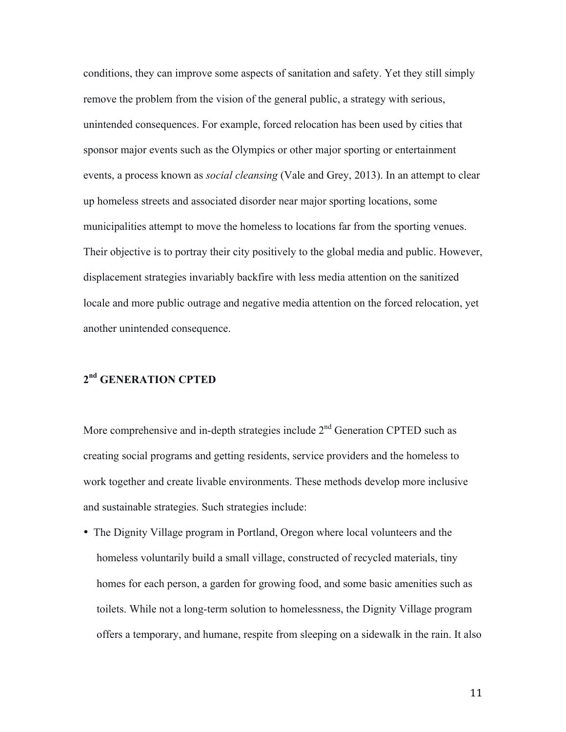conditions, they can improve some aspects of sanitation and safety. Yet they still simply remove the problem from the vision of the general public, a strategy with serious, unintended consequences. For example, forced relocation has been used by cities that sponsor major events such as the Olympics or other major sporting or entertainment events, a process known as *social cleansing* (Vale and Grey, 2013). In an attempt to clear up homeless streets and associated disorder near major sporting locations, some municipalities attempt to move the homeless to locations far from the sporting venues. Their objective is to portray their city positively to the global media and public. However, displacement strategies invariably backfire with less media attention on the sanitized locale and more public outrage and negative media attention on the forced relocation, yet another unintended consequence.

## 2nd GENERATION CPTED

More comprehensive and in-depth strategies include 2nd Generation CPTED such as creating social programs and getting residents, service providers and the homeless to work together and create livable environments. These methods develop more inclusive and sustainable strategies. Such strategies include:

- The Dignity Village program in Portland, Oregon where local volunteers and the homeless voluntarily build a small village, constructed of recycled materials, tiny homes for each person, a garden for growing food, and some basic amenities such as toilets. While not a long-term solution to homelessness, the Dignity Village program offers a temporary, and humane, respite from sleeping on a sidewalk in the rain. It also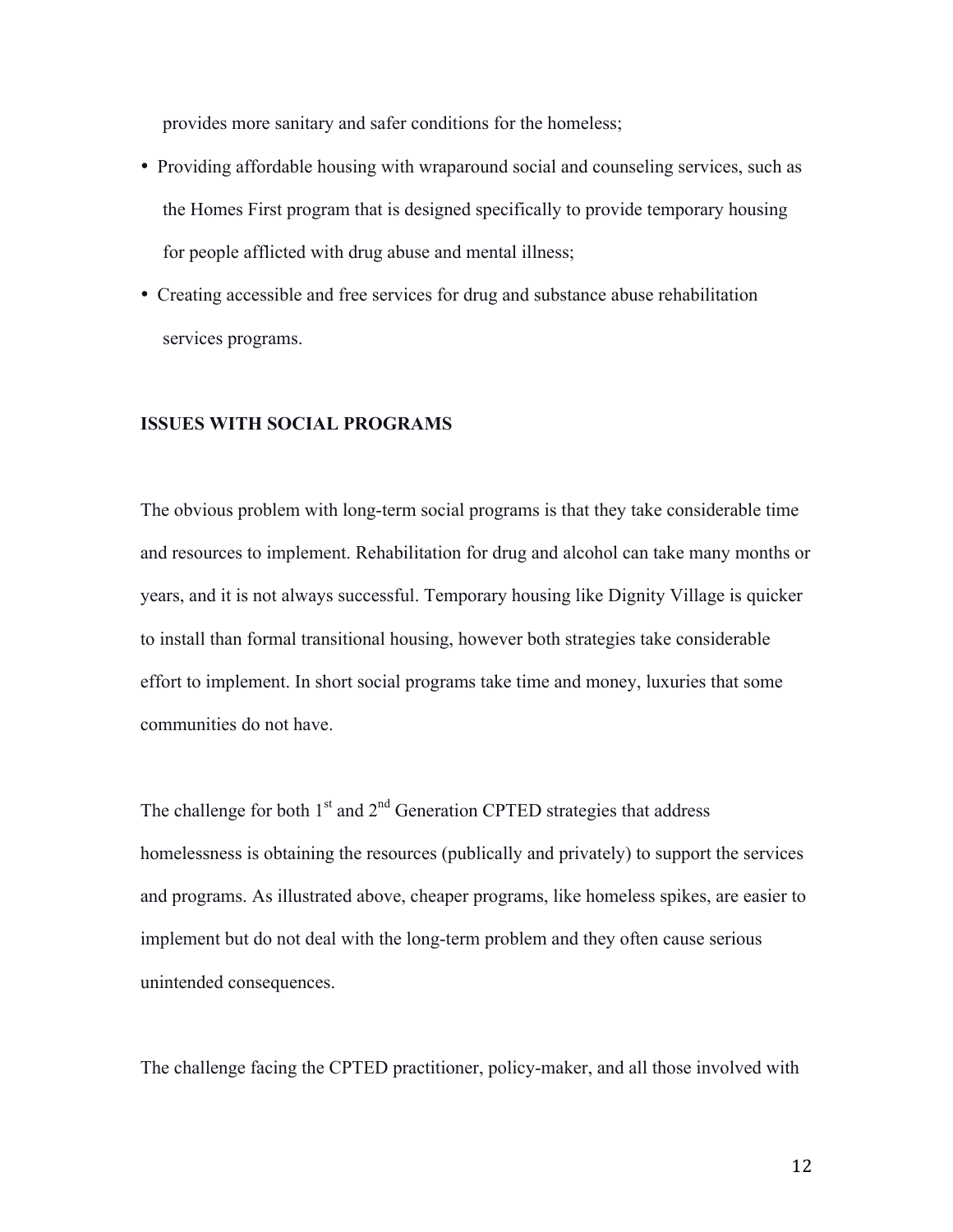provides more sanitary and safer conditions for the homeless;

- Providing affordable housing with wraparound social and counseling services, such as the Homes First program that is designed specifically to provide temporary housing for people afflicted with drug abuse and mental illness;
- Creating accessible and free services for drug and substance abuse rehabilitation services programs.

**ISSUES WITH SOCIAL PROGRAMS**

The obvious problem with long-term social programs is that they take considerable time and resources to implement. Rehabilitation for drug and alcohol can take many months or years, and it is not always successful. Temporary housing like Dignity Village is quicker to install than formal transitional housing, however both strategies take considerable effort to implement. In short social programs take time and money, luxuries that some communities do not have.

The challenge for both 1st and 2nd Generation CPTED strategies that address homelessness is obtaining the resources (publically and privately) to support the services and programs. As illustrated above, cheaper programs, like homeless spikes, are easier to implement but do not deal with the long-term problem and they often cause serious unintended consequences.

The challenge facing the CPTED practitioner, policy-maker, and all those involved with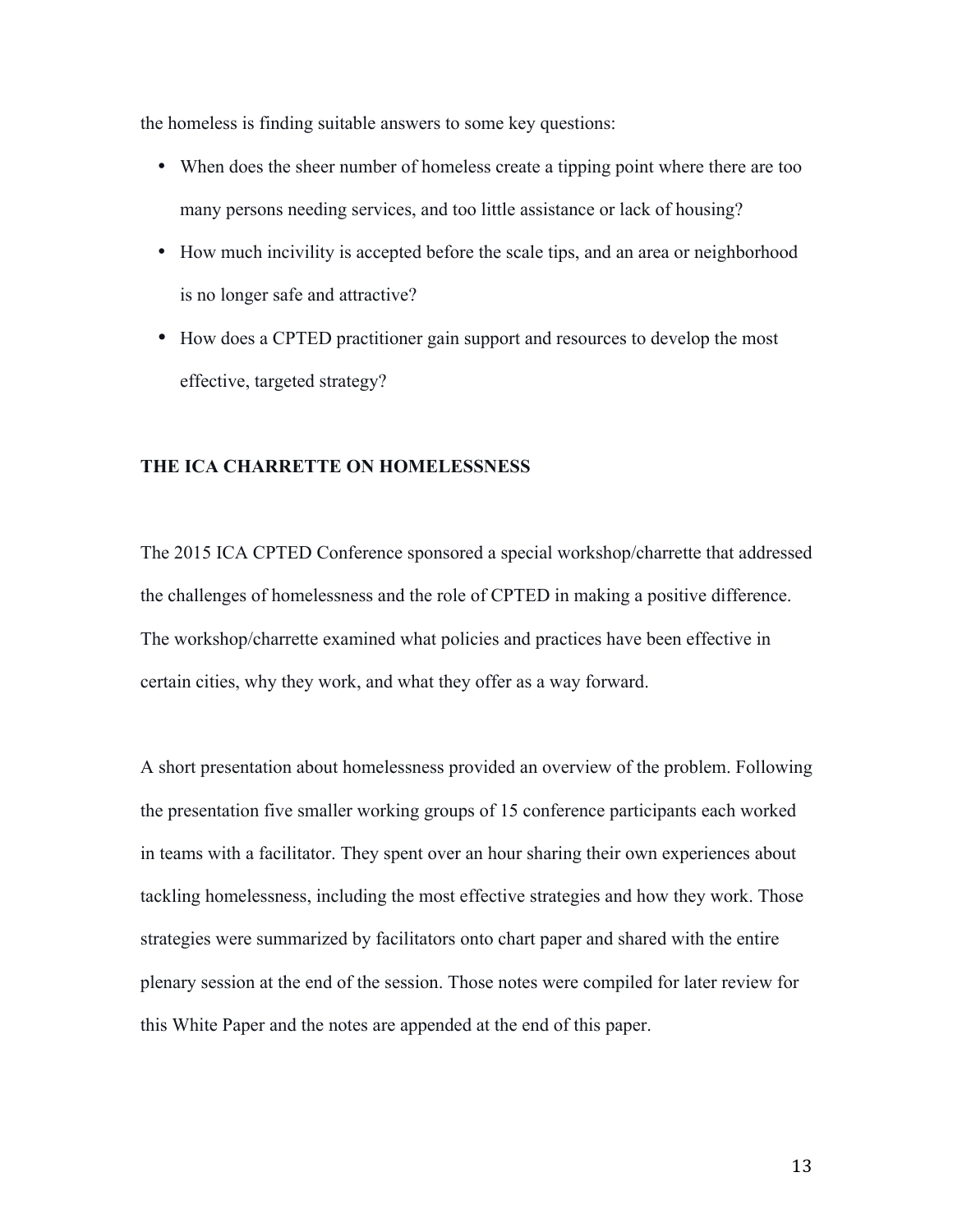the homeless is finding suitable answers to some key questions:

- When does the sheer number of homeless create a tipping point where there are too many persons needing services, and too little assistance or lack of housing?
- How much incivility is accepted before the scale tips, and an area or neighborhood is no longer safe and attractive?
- How does a CPTED practitioner gain support and resources to develop the most effective, targeted strategy?

## THE ICA CHARRETTE ON HOMELESSNESS

The 2015 ICA CPTED Conference sponsored a special workshop/charrette that addressed the challenges of homelessness and the role of CPTED in making a positive difference. The workshop/charrette examined what policies and practices have been effective in certain cities, why they work, and what they offer as a way forward.

A short presentation about homelessness provided an overview of the problem. Following the presentation five smaller working groups of 15 conference participants each worked in teams with a facilitator. They spent over an hour sharing their own experiences about tackling homelessness, including the most effective strategies and how they work. Those strategies were summarized by facilitators onto chart paper and shared with the entire plenary session at the end of the session. Those notes were compiled for later review for this White Paper and the notes are appended at the end of this paper.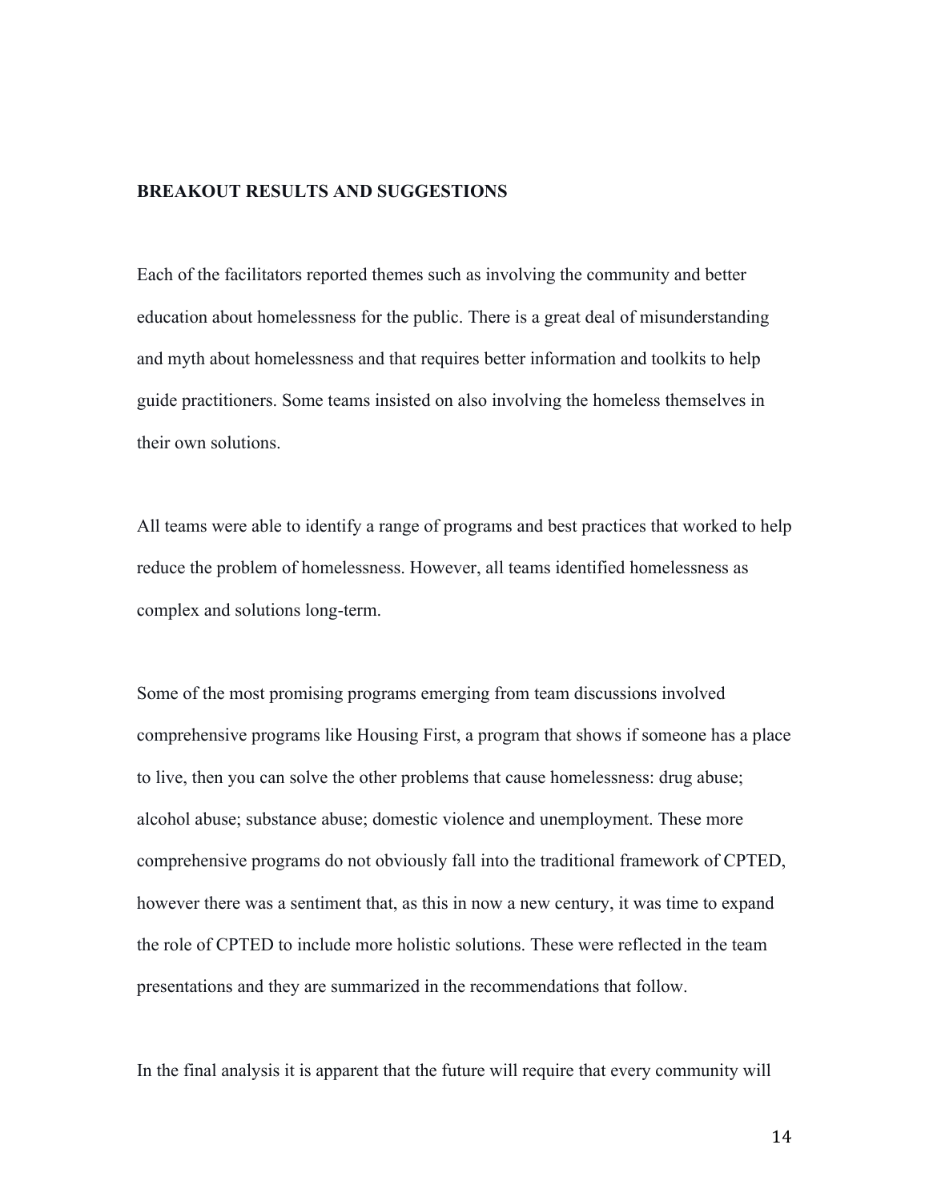## BREAKOUT RESULTS AND SUGGESTIONS

Each of the facilitators reported themes such as involving the community and better education about homelessness for the public. There is a great deal of misunderstanding and myth about homelessness and that requires better information and toolkits to help guide practitioners. Some teams insisted on also involving the homeless themselves in their own solutions.

All teams were able to identify a range of programs and best practices that worked to help reduce the problem of homelessness. However, all teams identified homelessness as complex and solutions long-term.

Some of the most promising programs emerging from team discussions involved comprehensive programs like Housing First, a program that shows if someone has a place to live, then you can solve the other problems that cause homelessness: drug abuse; alcohol abuse; substance abuse; domestic violence and unemployment. These more comprehensive programs do not obviously fall into the traditional framework of CPTED, however there was a sentiment that, as this in now a new century, it was time to expand the role of CPTED to include more holistic solutions. These were reflected in the team presentations and they are summarized in the recommendations that follow.

In the final analysis it is apparent that the future will require that every community will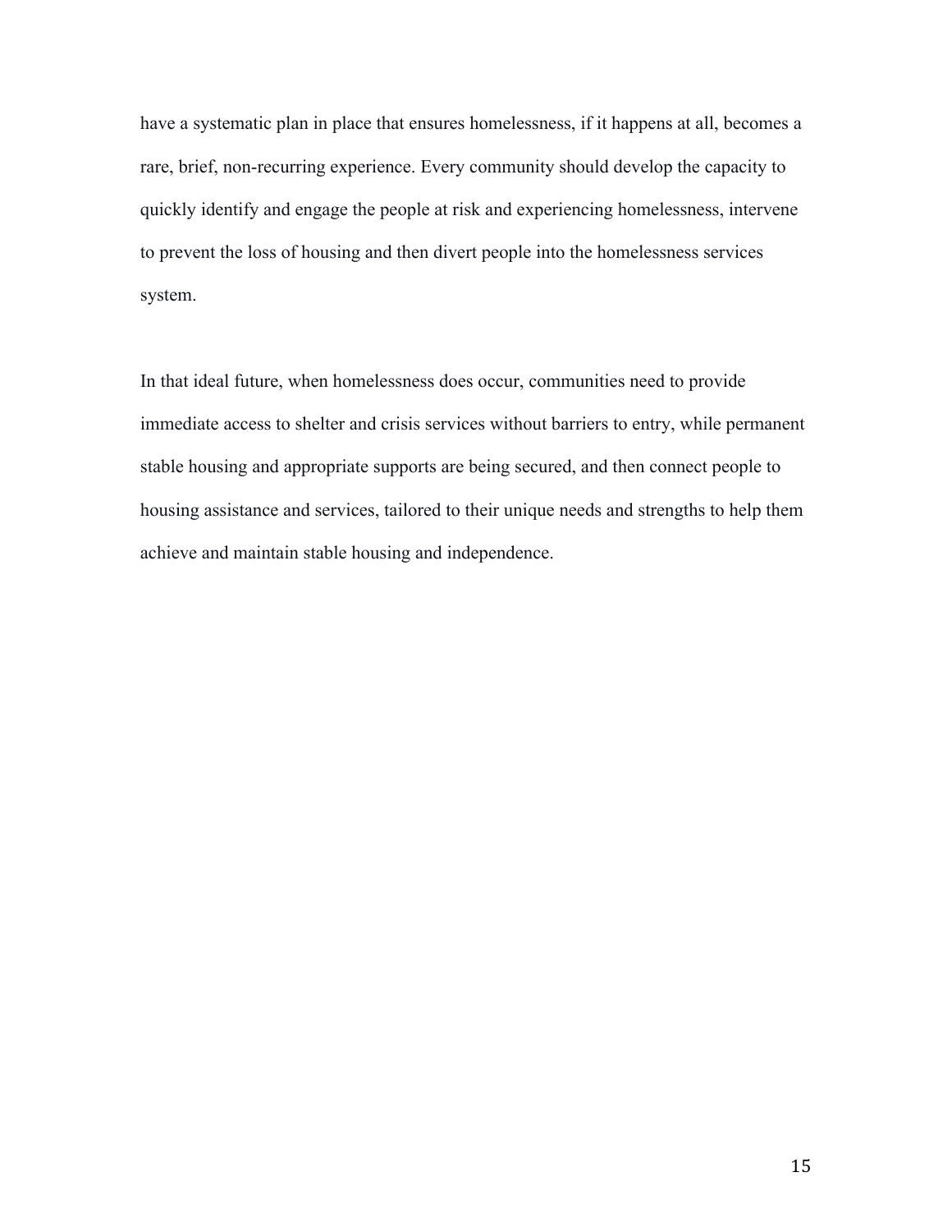have a systematic plan in place that ensures homelessness, if it happens at all, becomes a rare, brief, non-recurring experience. Every community should develop the capacity to quickly identify and engage the people at risk and experiencing homelessness, intervene to prevent the loss of housing and then divert people into the homelessness services system.

In that ideal future, when homelessness does occur, communities need to provide immediate access to shelter and crisis services without barriers to entry, while permanent stable housing and appropriate supports are being secured, and then connect people to housing assistance and services, tailored to their unique needs and strengths to help them achieve and maintain stable housing and independence.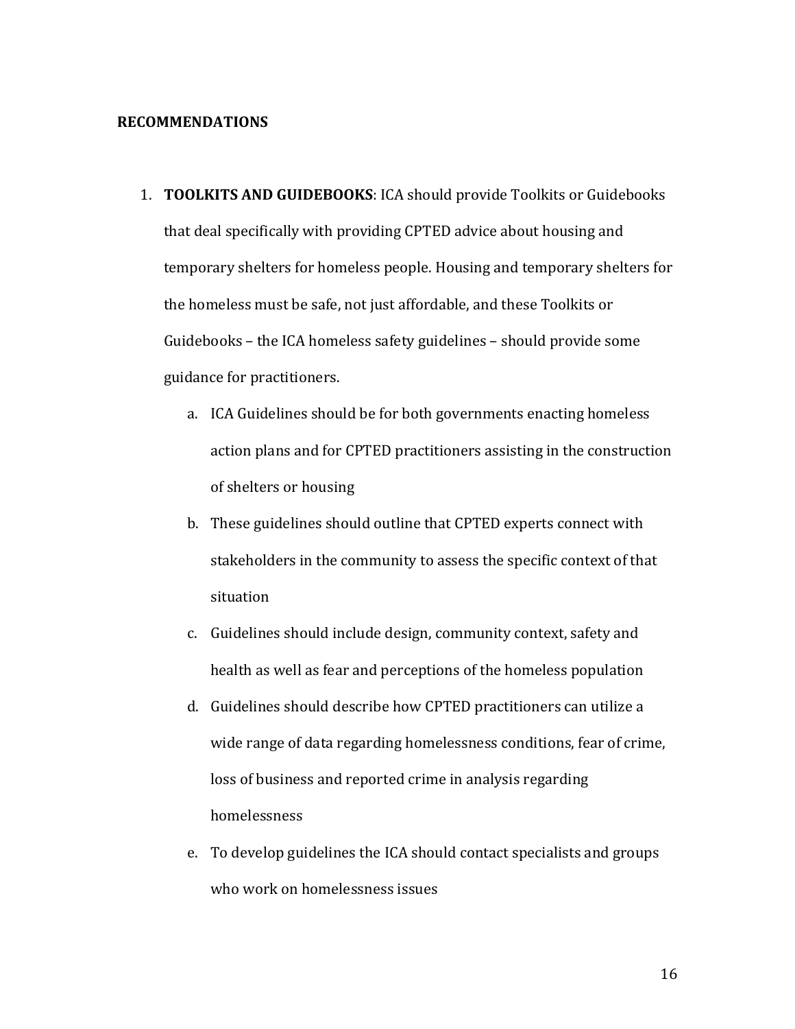**RECOMMENDATIONS**

1. **TOOLKITS AND GUIDEBOOKS**: ICA should provide Toolkits or Guidebooks that deal specifically with providing CPTED advice about housing and temporary shelters for homeless people. Housing and temporary shelters for the homeless must be safe, not just affordable, and these Toolkits or Guidebooks – the ICA homeless safety guidelines – should provide some guidance for practitioners.
   a. ICA Guidelines should be for both governments enacting homeless action plans and for CPTED practitioners assisting in the construction of shelters or housing
   b. These guidelines should outline that CPTED experts connect with stakeholders in the community to assess the specific context of that situation
   c. Guidelines should include design, community context, safety and health as well as fear and perceptions of the homeless population
   d. Guidelines should describe how CPTED practitioners can utilize a wide range of data regarding homelessness conditions, fear of crime, loss of business and reported crime in analysis regarding homelessness
   e. To develop guidelines the ICA should contact specialists and groups who work on homelessness issues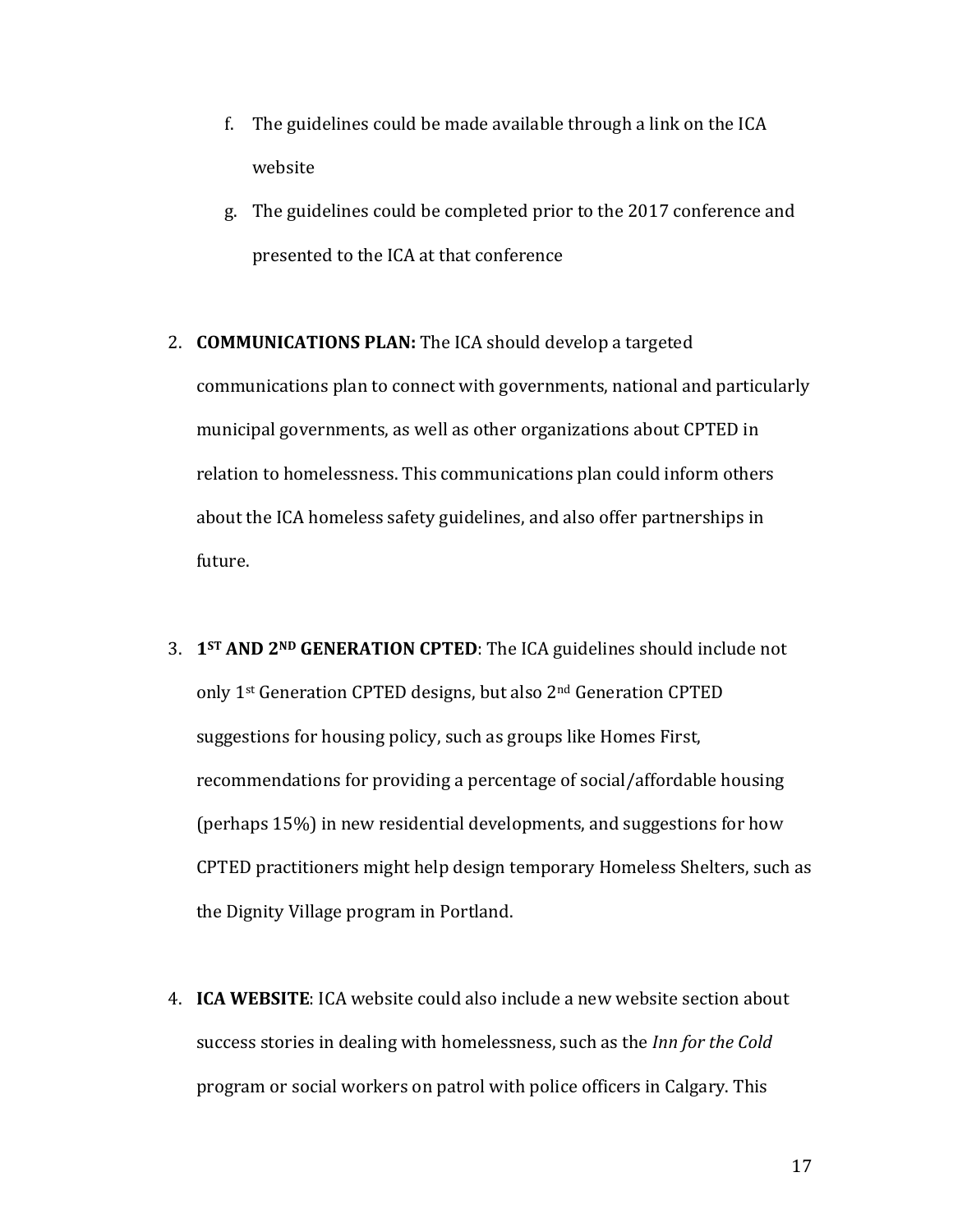f. The guidelines could be made available through a link on the ICA website

g. The guidelines could be completed prior to the 2017 conference and presented to the ICA at that conference

2. **COMMUNICATIONS PLAN:** The ICA should develop a targeted communications plan to connect with governments, national and particularly municipal governments, as well as other organizations about CPTED in relation to homelessness. This communications plan could inform others about the ICA homeless safety guidelines, and also offer partnerships in future.

3. **1ST AND 2ND GENERATION CPTED**: The ICA guidelines should include not only 1st Generation CPTED designs, but also 2nd Generation CPTED suggestions for housing policy, such as groups like Homes First, recommendations for providing a percentage of social/affordable housing (perhaps 15%) in new residential developments, and suggestions for how CPTED practitioners might help design temporary Homeless Shelters, such as the Dignity Village program in Portland.

4. **ICA WEBSITE**: ICA website could also include a new website section about success stories in dealing with homelessness, such as the *Inn for the Cold* program or social workers on patrol with police officers in Calgary. This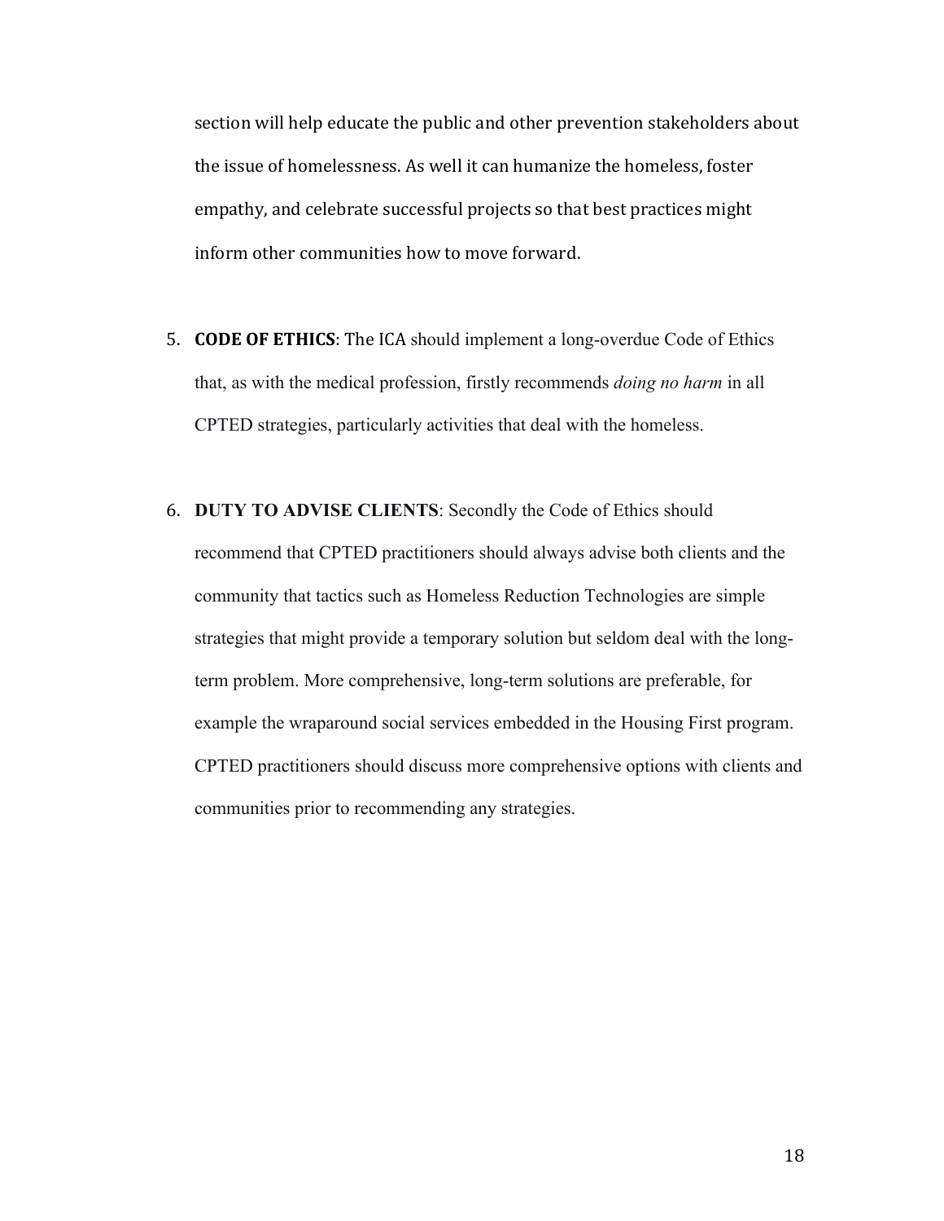section will help educate the public and other prevention stakeholders about the issue of homelessness. As well it can humanize the homeless, foster empathy, and celebrate successful projects so that best practices might inform other communities how to move forward.

5. **CODE OF ETHICS**: The ICA should implement a long-overdue Code of Ethics that, as with the medical profession, firstly recommends *doing no harm* in all CPTED strategies, particularly activities that deal with the homeless.

6. **DUTY TO ADVISE CLIENTS**: Secondly the Code of Ethics should recommend that CPTED practitioners should always advise both clients and the community that tactics such as Homeless Reduction Technologies are simple strategies that might provide a temporary solution but seldom deal with the long-term problem. More comprehensive, long-term solutions are preferable, for example the wraparound social services embedded in the Housing First program. CPTED practitioners should discuss more comprehensive options with clients and communities prior to recommending any strategies.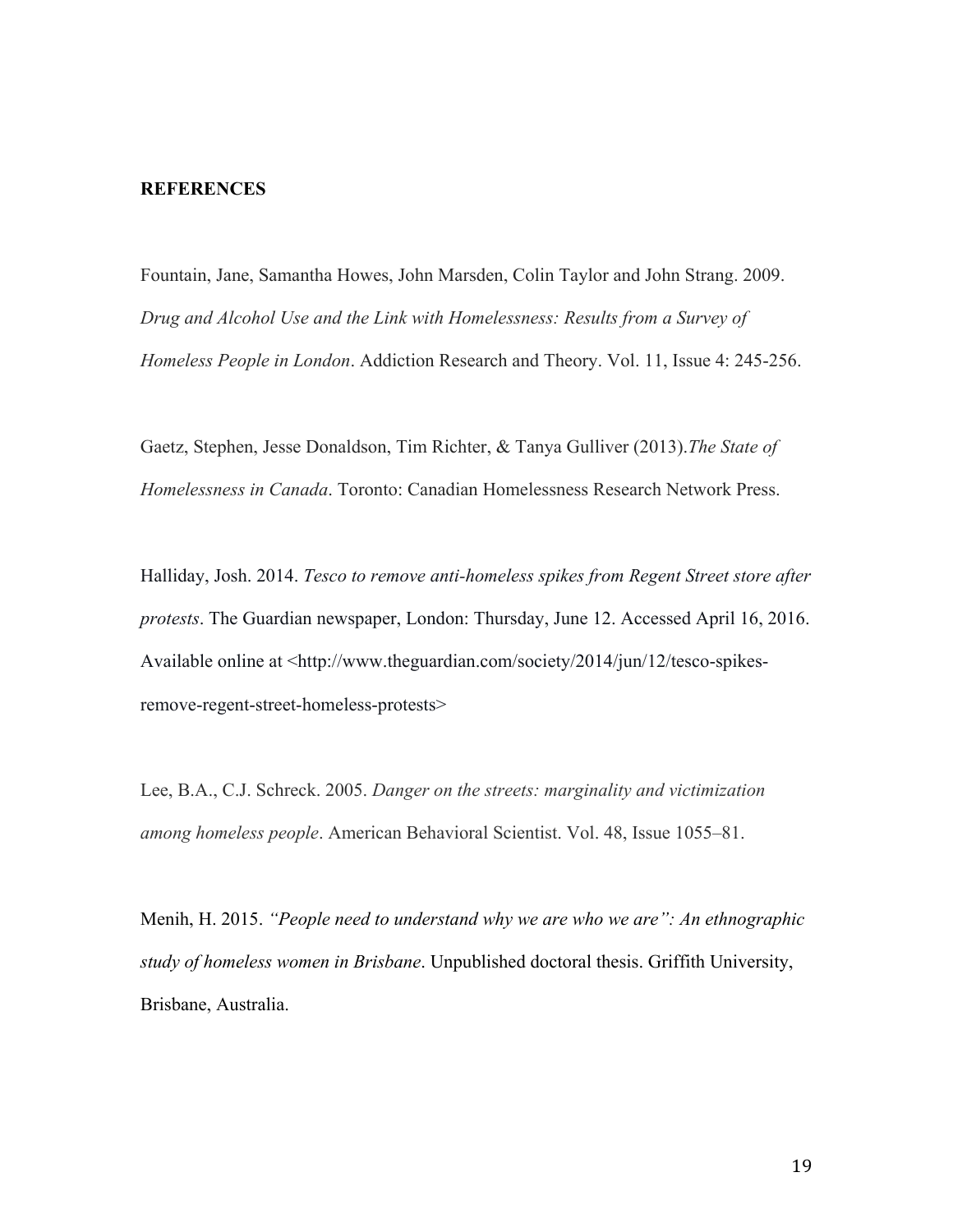**REFERENCES**

Fountain, Jane, Samantha Howes, John Marsden, Colin Taylor and John Strang. 2009. *Drug and Alcohol Use and the Link with Homelessness: Results from a Survey of Homeless People in London*. Addiction Research and Theory. Vol. 11, Issue 4: 245-256.

Gaetz, Stephen, Jesse Donaldson, Tim Richter, & Tanya Gulliver (2013).*The State of Homelessness in Canada*. Toronto: Canadian Homelessness Research Network Press.

Halliday, Josh. 2014. *Tesco to remove anti-homeless spikes from Regent Street store after protests*. The Guardian newspaper, London: Thursday, June 12. Accessed April 16, 2016. Available online at <http://www.theguardian.com/society/2014/jun/12/tesco-spikes-remove-regent-street-homeless-protests>

Lee, B.A., C.J. Schreck. 2005. *Danger on the streets: marginality and victimization among homeless people*. American Behavioral Scientist. Vol. 48, Issue 1055–81.

Menih, H. 2015. *"People need to understand why we are who we are": An ethnographic study of homeless women in Brisbane*. Unpublished doctoral thesis. Griffith University, Brisbane, Australia.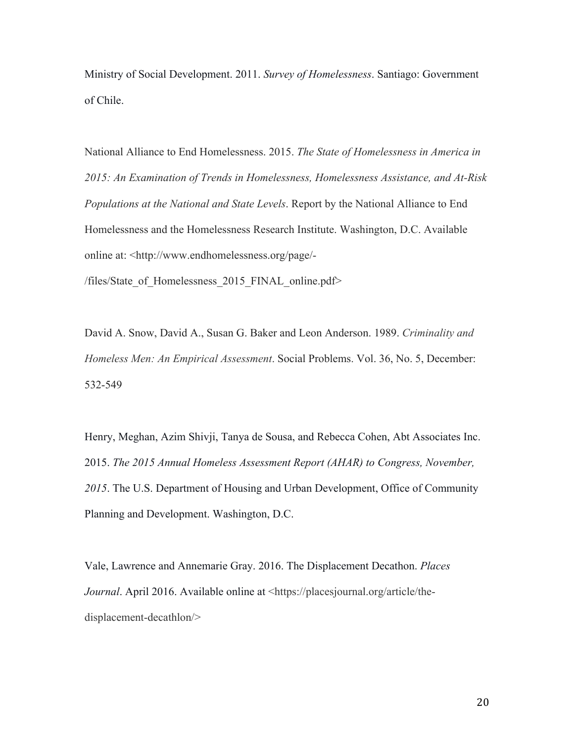Ministry of Social Development. 2011. *Survey of Homelessness*. Santiago: Government of Chile.

National Alliance to End Homelessness. 2015. *The State of Homelessness in America in 2015: An Examination of Trends in Homelessness, Homelessness Assistance, and At-Risk Populations at the National and State Levels*. Report by the National Alliance to End Homelessness and the Homelessness Research Institute. Washington, D.C. Available online at: <http://www.endhomelessness.org/page/-/files/State_of_Homelessness_2015_FINAL_online.pdf>

David A. Snow, David A., Susan G. Baker and Leon Anderson. 1989. *Criminality and Homeless Men: An Empirical Assessment*. Social Problems. Vol. 36, No. 5, December: 532-549

Henry, Meghan, Azim Shivji, Tanya de Sousa, and Rebecca Cohen, Abt Associates Inc. 2015. *The 2015 Annual Homeless Assessment Report (AHAR) to Congress, November, 2015*. The U.S. Department of Housing and Urban Development, Office of Community Planning and Development. Washington, D.C.

Vale, Lawrence and Annemarie Gray. 2016. The Displacement Decathon. *Places Journal*. April 2016. Available online at <https://placesjournal.org/article/the-displacement-decathlon/>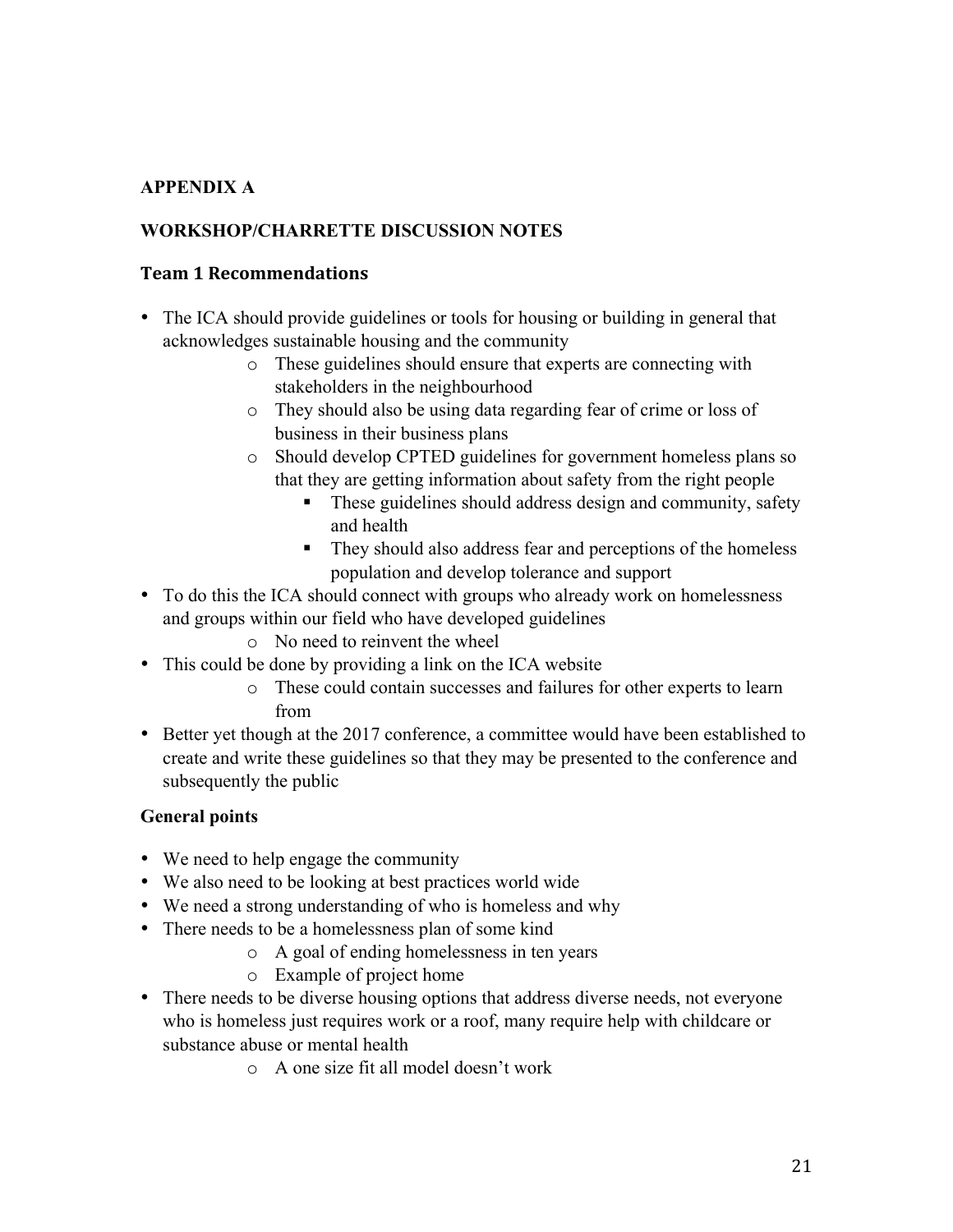## APPENDIX A

## WORKSHOP/CHARRETTE DISCUSSION NOTES

### Team 1 Recommendations

- The ICA should provide guidelines or tools for housing or building in general that acknowledges sustainable housing and the community
  - These guidelines should ensure that experts are connecting with stakeholders in the neighbourhood
  - They should also be using data regarding fear of crime or loss of business in their business plans
  - Should develop CPTED guidelines for government homeless plans so that they are getting information about safety from the right people
    - These guidelines should address design and community, safety and health
    - They should also address fear and perceptions of the homeless population and develop tolerance and support
- To do this the ICA should connect with groups who already work on homelessness and groups within our field who have developed guidelines
  - No need to reinvent the wheel
- This could be done by providing a link on the ICA website
  - These could contain successes and failures for other experts to learn from
- Better yet though at the 2017 conference, a committee would have been established to create and write these guidelines so that they may be presented to the conference and subsequently the public

### General points

- We need to help engage the community
- We also need to be looking at best practices world wide
- We need a strong understanding of who is homeless and why
- There needs to be a homelessness plan of some kind
  - A goal of ending homelessness in ten years
  - Example of project home
- There needs to be diverse housing options that address diverse needs, not everyone who is homeless just requires work or a roof, many require help with childcare or substance abuse or mental health
  - A one size fit all model doesn't work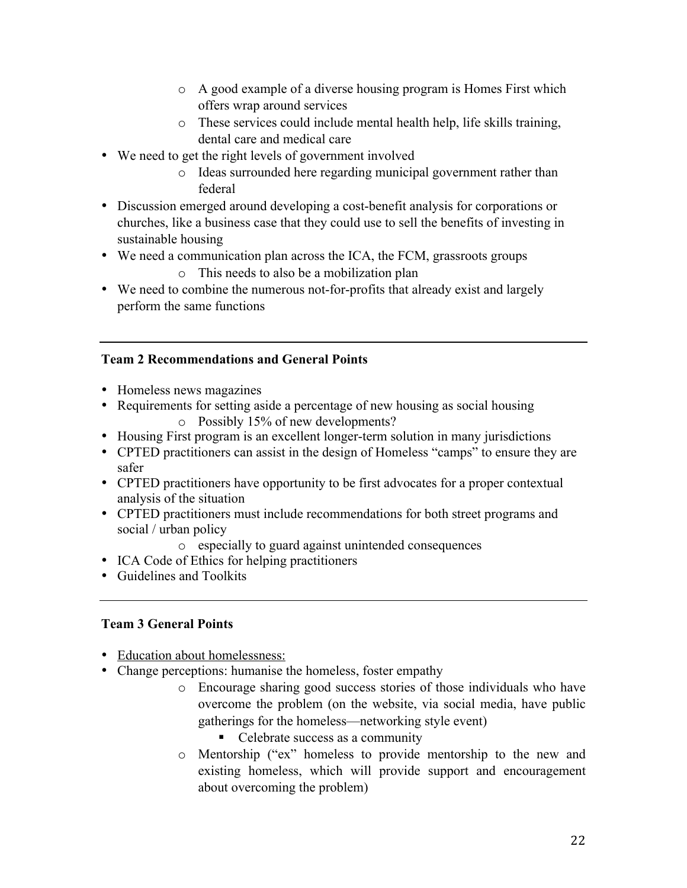- A good example of a diverse housing program is Homes First which offers wrap around services
  - These services could include mental health help, life skills training, dental care and medical care
- We need to get the right levels of government involved
  - Ideas surrounded here regarding municipal government rather than federal
- Discussion emerged around developing a cost-benefit analysis for corporations or churches, like a business case that they could use to sell the benefits of investing in sustainable housing
- We need a communication plan across the ICA, the FCM, grassroots groups
  - This needs to also be a mobilization plan
- We need to combine the numerous not-for-profits that already exist and largely perform the same functions

---

**Team 2 Recommendations and General Points**

- Homeless news magazines
- Requirements for setting aside a percentage of new housing as social housing
  - Possibly 15% of new developments?
- Housing First program is an excellent longer-term solution in many jurisdictions
- CPTED practitioners can assist in the design of Homeless "camps" to ensure they are safer
- CPTED practitioners have opportunity to be first advocates for a proper contextual analysis of the situation
- CPTED practitioners must include recommendations for both street programs and social / urban policy
  - especially to guard against unintended consequences
- ICA Code of Ethics for helping practitioners
- Guidelines and Toolkits

---

**Team 3 General Points**

- <u>Education about homelessness:</u>
- Change perceptions: humanise the homeless, foster empathy
  - Encourage sharing good success stories of those individuals who have overcome the problem (on the website, via social media, have public gatherings for the homeless—networking style event)
    - Celebrate success as a community
  - Mentorship ("ex" homeless to provide mentorship to the new and existing homeless, which will provide support and encouragement about overcoming the problem)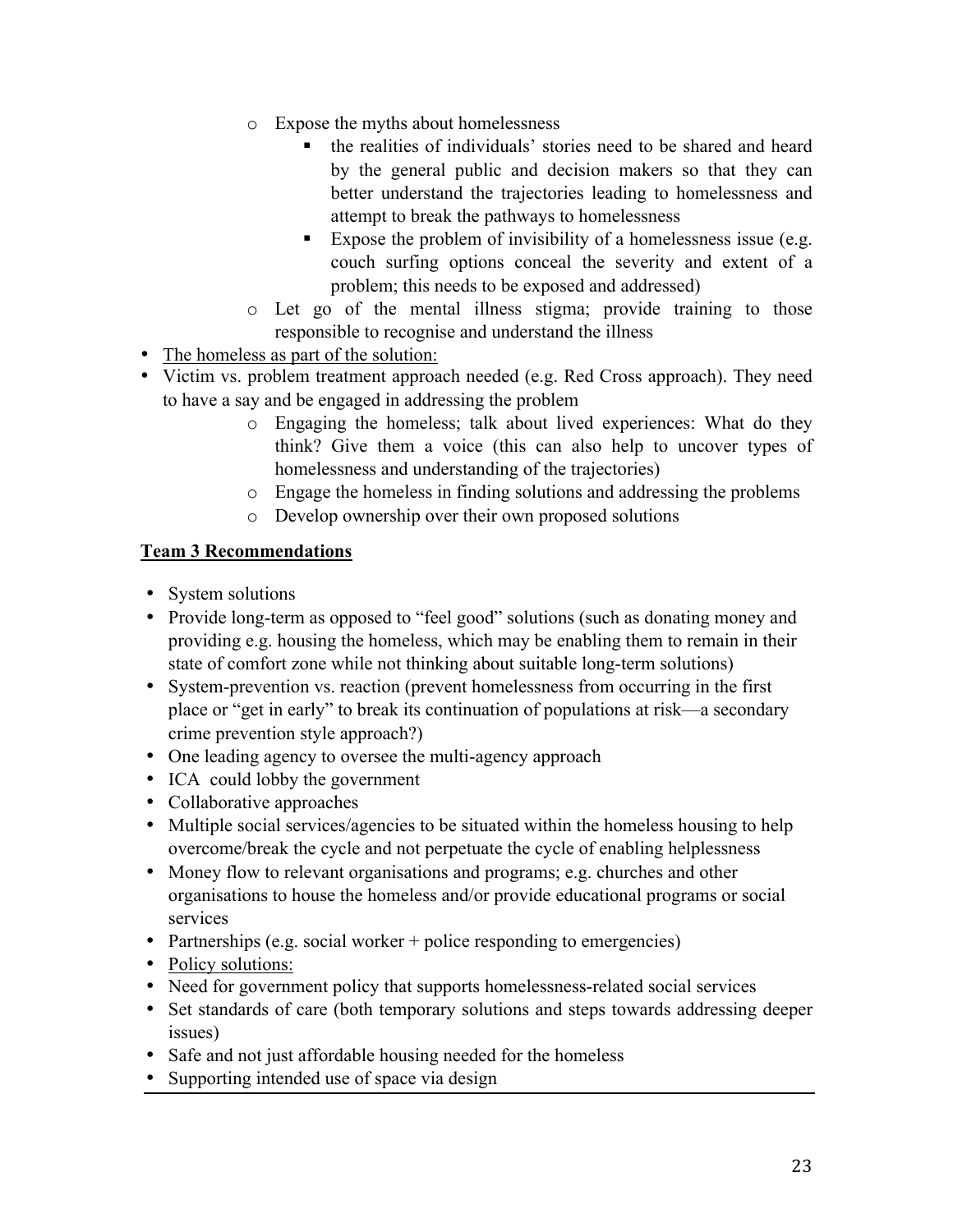- Expose the myths about homelessness
  - the realities of individuals' stories need to be shared and heard by the general public and decision makers so that they can better understand the trajectories leading to homelessness and attempt to break the pathways to homelessness
  - Expose the problem of invisibility of a homelessness issue (e.g. couch surfing options conceal the severity and extent of a problem; this needs to be exposed and addressed)
- Let go of the mental illness stigma; provide training to those responsible to recognise and understand the illness

- <u>The homeless as part of the solution:</u>
- Victim vs. problem treatment approach needed (e.g. Red Cross approach). They need to have a say and be engaged in addressing the problem
  - Engaging the homeless; talk about lived experiences: What do they think? Give them a voice (this can also help to uncover types of homelessness and understanding of the trajectories)
  - Engage the homeless in finding solutions and addressing the problems
  - Develop ownership over their own proposed solutions

**<u>Team 3 Recommendations</u>**

- System solutions
- Provide long-term as opposed to "feel good" solutions (such as donating money and providing e.g. housing the homeless, which may be enabling them to remain in their state of comfort zone while not thinking about suitable long-term solutions)
- System-prevention vs. reaction (prevent homelessness from occurring in the first place or "get in early" to break its continuation of populations at risk—a secondary crime prevention style approach?)
- One leading agency to oversee the multi-agency approach
- ICA could lobby the government
- Collaborative approaches
- Multiple social services/agencies to be situated within the homeless housing to help overcome/break the cycle and not perpetuate the cycle of enabling helplessness
- Money flow to relevant organisations and programs; e.g. churches and other organisations to house the homeless and/or provide educational programs or social services
- Partnerships (e.g. social worker + police responding to emergencies)
- <u>Policy solutions:</u>
- Need for government policy that supports homelessness-related social services
- Set standards of care (both temporary solutions and steps towards addressing deeper issues)
- Safe and not just affordable housing needed for the homeless
- Supporting intended use of space via design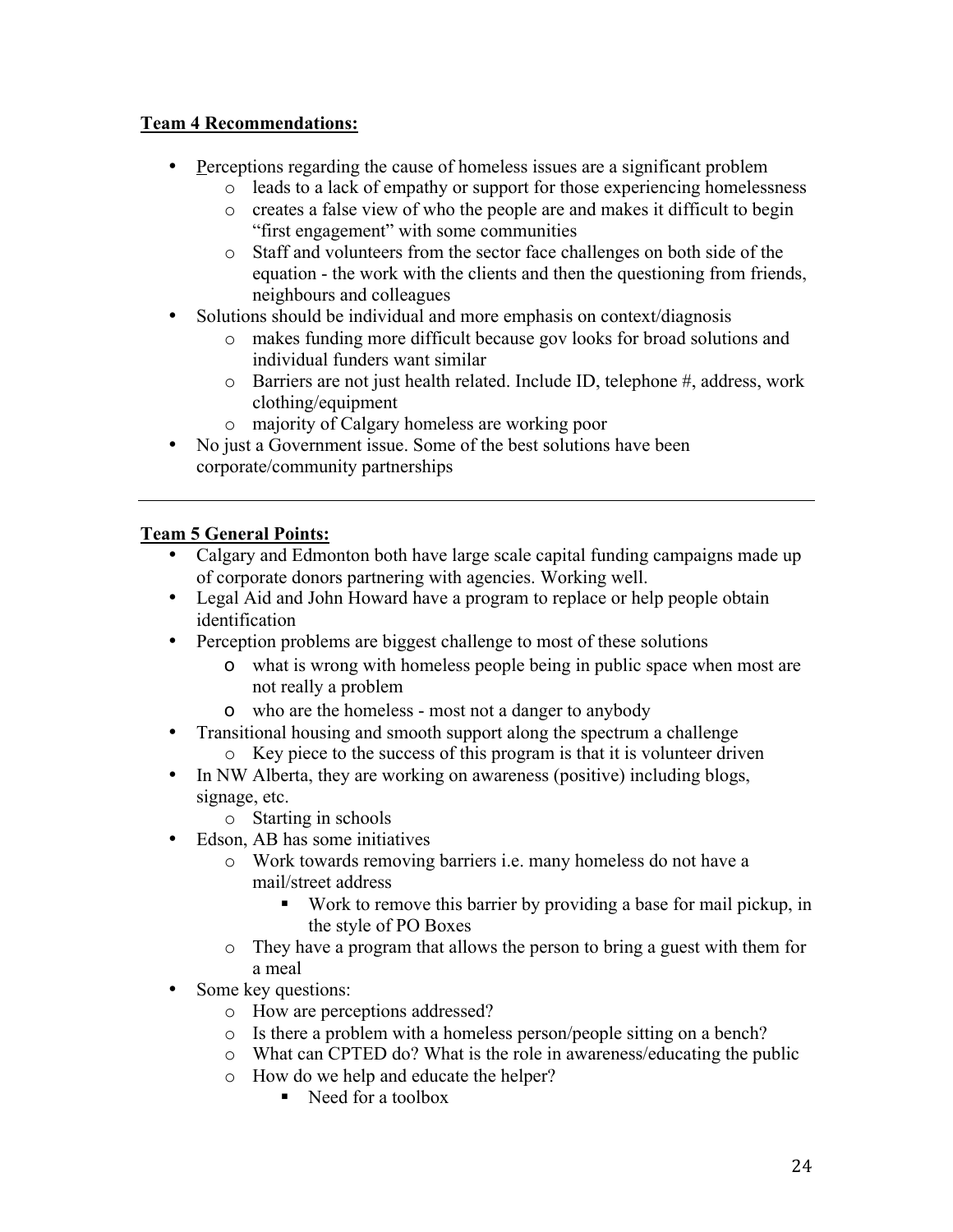**Team 4 Recommendations:**

- Perceptions regarding the cause of homeless issues are a significant problem
    - leads to a lack of empathy or support for those experiencing homelessness
    - creates a false view of who the people are and makes it difficult to begin "first engagement" with some communities
    - Staff and volunteers from the sector face challenges on both side of the equation - the work with the clients and then the questioning from friends, neighbours and colleagues
- Solutions should be individual and more emphasis on context/diagnosis
    - makes funding more difficult because gov looks for broad solutions and individual funders want similar
    - Barriers are not just health related. Include ID, telephone #, address, work clothing/equipment
    - majority of Calgary homeless are working poor
- No just a Government issue. Some of the best solutions have been corporate/community partnerships

---

**Team 5 General Points:**

- Calgary and Edmonton both have large scale capital funding campaigns made up of corporate donors partnering with agencies. Working well.
- Legal Aid and John Howard have a program to replace or help people obtain identification
- Perception problems are biggest challenge to most of these solutions
    - what is wrong with homeless people being in public space when most are not really a problem
    - who are the homeless - most not a danger to anybody
- Transitional housing and smooth support along the spectrum a challenge
    - Key piece to the success of this program is that it is volunteer driven
- In NW Alberta, they are working on awareness (positive) including blogs, signage, etc.
    - Starting in schools
- Edson, AB has some initiatives
    - Work towards removing barriers i.e. many homeless do not have a mail/street address
        - Work to remove this barrier by providing a base for mail pickup, in the style of PO Boxes
    - They have a program that allows the person to bring a guest with them for a meal
- Some key questions:
    - How are perceptions addressed?
    - Is there a problem with a homeless person/people sitting on a bench?
    - What can CPTED do? What is the role in awareness/educating the public
    - How do we help and educate the helper?
        - Need for a toolbox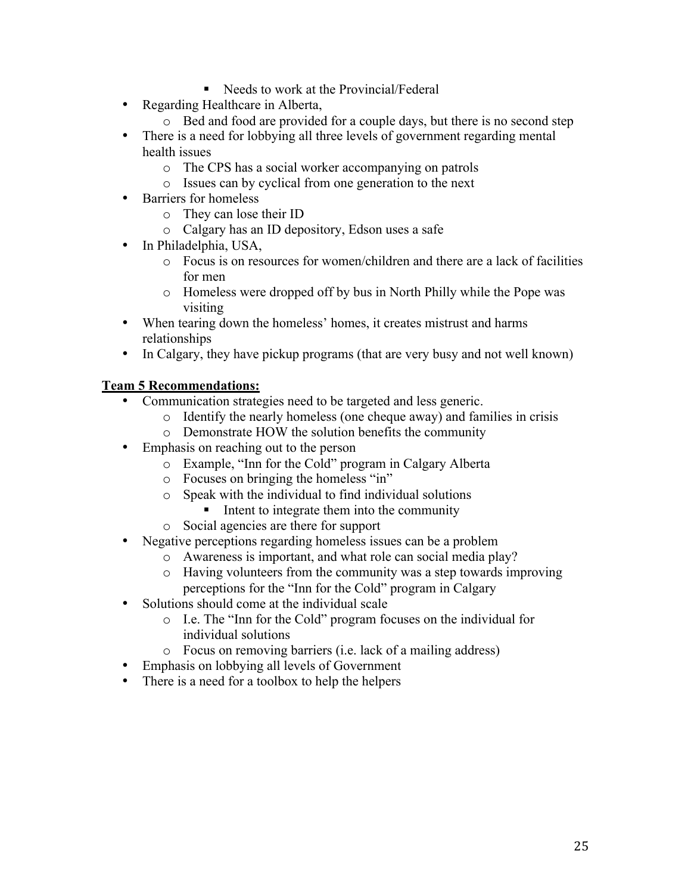- Needs to work at the Provincial/Federal
- Regarding Healthcare in Alberta,
    - Bed and food are provided for a couple days, but there is no second step
- There is a need for lobbying all three levels of government regarding mental health issues
    - The CPS has a social worker accompanying on patrols
    - Issues can by cyclical from one generation to the next
- Barriers for homeless
    - They can lose their ID
    - Calgary has an ID depository, Edson uses a safe
- In Philadelphia, USA,
    - Focus is on resources for women/children and there are a lack of facilities for men
    - Homeless were dropped off by bus in North Philly while the Pope was visiting
- When tearing down the homeless' homes, it creates mistrust and harms relationships
- In Calgary, they have pickup programs (that are very busy and not well known)

**<u>Team 5 Recommendations:</u>**

- Communication strategies need to be targeted and less generic.
    - Identify the nearly homeless (one cheque away) and families in crisis
    - Demonstrate HOW the solution benefits the community
- Emphasis on reaching out to the person
    - Example, "Inn for the Cold" program in Calgary Alberta
    - Focuses on bringing the homeless "in"
    - Speak with the individual to find individual solutions
        - Intent to integrate them into the community
    - Social agencies are there for support
- Negative perceptions regarding homeless issues can be a problem
    - Awareness is important, and what role can social media play?
    - Having volunteers from the community was a step towards improving perceptions for the "Inn for the Cold" program in Calgary
- Solutions should come at the individual scale
    - I.e. The "Inn for the Cold" program focuses on the individual for individual solutions
    - Focus on removing barriers (i.e. lack of a mailing address)
- Emphasis on lobbying all levels of Government
- There is a need for a toolbox to help the helpers